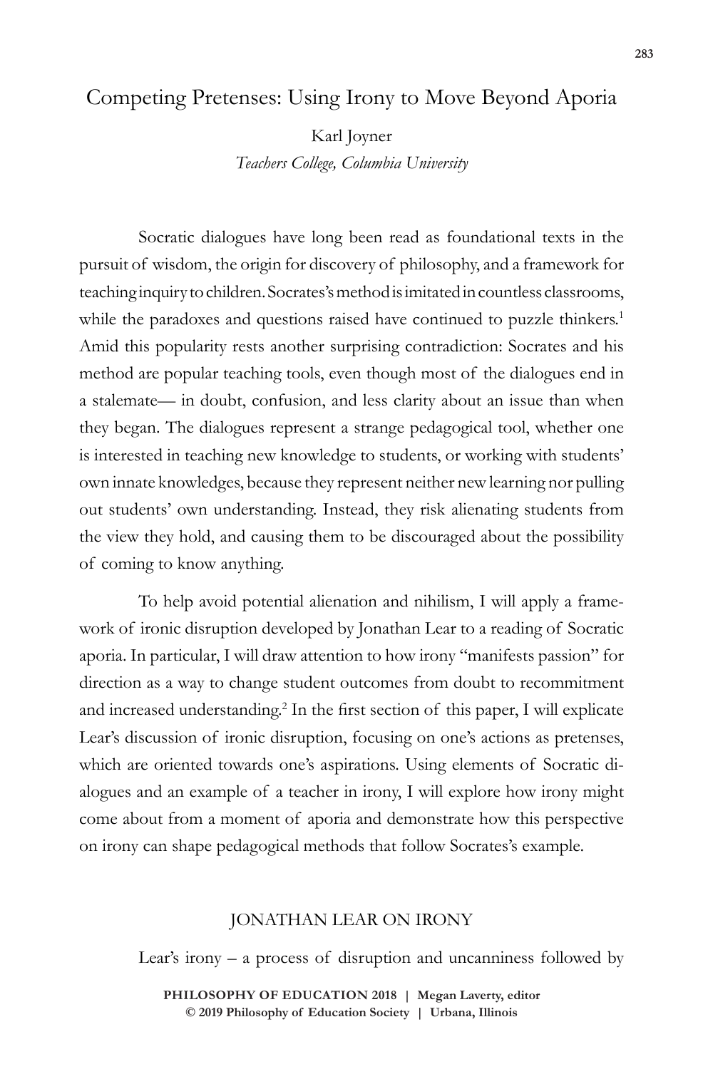# Competing Pretenses: Using Irony to Move Beyond Aporia

Karl Joyner

*Teachers College, Columbia University*

Socratic dialogues have long been read as foundational texts in the pursuit of wisdom, the origin for discovery of philosophy, and a framework for teaching inquiry to children. Socrates's method is imitated in countless classrooms, while the paradoxes and questions raised have continued to puzzle thinkers.[1] Amid this popularity rests another surprising contradiction: Socrates and his method are popular teaching tools, even though most of the dialogues end in a stalemate— in doubt, confusion, and less clarity about an issue than when they began. The dialogues represent a strange pedagogical tool, whether one is interested in teaching new knowledge to students, or working with students' own innate knowledges, because they represent neither new learning nor pulling out students' own understanding. Instead, they risk alienating students from the view they hold, and causing them to be discouraged about the possibility of coming to know anything.

To help avoid potential alienation and nihilism, I will apply a framework of ironic disruption developed by Jonathan Lear to a reading of Socratic aporia. In particular, I will draw attention to how irony "manifests passion" for direction as a way to change student outcomes from doubt to recommitment and increased understanding.[2] In the first section of this paper, I will explicate Lear's discussion of ironic disruption, focusing on one's actions as pretenses, which are oriented towards one's aspirations. Using elements of Socratic dialogues and an example of a teacher in irony, I will explore how irony might come about from a moment of aporia and demonstrate how this perspective on irony can shape pedagogical methods that follow Socrates's example.

## JONATHAN LEAR ON IRONY

Lear's irony – a process of disruption and uncanniness followed by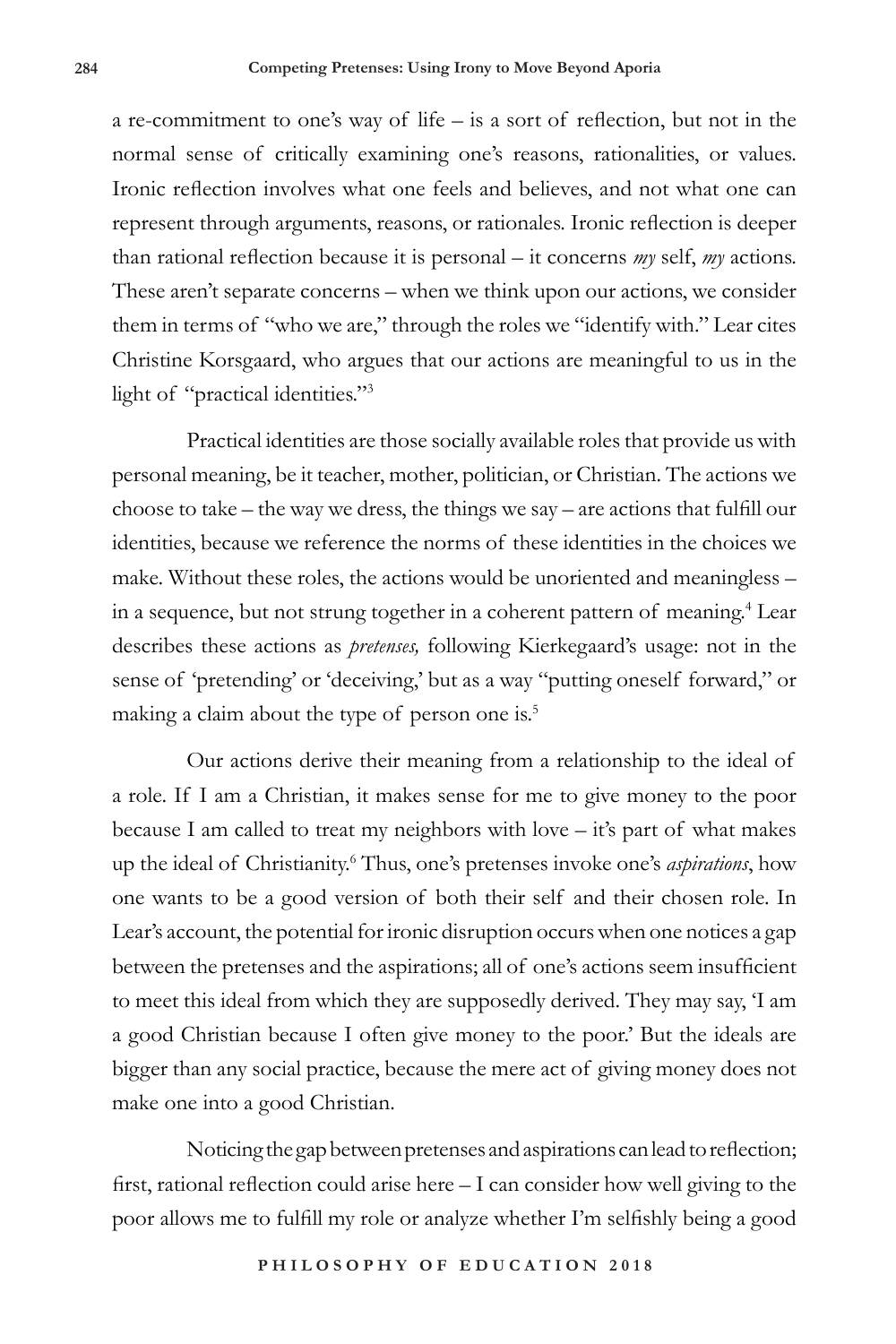a re-commitment to one's way of life – is a sort of reflection, but not in the normal sense of critically examining one's reasons, rationalities, or values. Ironic reflection involves what one feels and believes, and not what one can represent through arguments, reasons, or rationales. Ironic reflection is deeper than rational reflection because it is personal – it concerns *my* self, *my* actions. These aren't separate concerns – when we think upon our actions, we consider them in terms of "who we are," through the roles we "identify with." Lear cites Christine Korsgaard, who argues that our actions are meaningful to us in the light of "practical identities."[3]

Practical identities are those socially available roles that provide us with personal meaning, be it teacher, mother, politician, or Christian. The actions we choose to take – the way we dress, the things we say – are actions that fulfill our identities, because we reference the norms of these identities in the choices we make. Without these roles, the actions would be unoriented and meaningless – in a sequence, but not strung together in a coherent pattern of meaning.[4] Lear describes these actions as *pretenses,* following Kierkegaard's usage: not in the sense of 'pretending' or 'deceiving,' but as a way "putting oneself forward," or making a claim about the type of person one is.[5]

Our actions derive their meaning from a relationship to the ideal of a role. If I am a Christian, it makes sense for me to give money to the poor because I am called to treat my neighbors with love – it's part of what makes up the ideal of Christianity.[6] Thus, one's pretenses invoke one's *aspirations*, how one wants to be a good version of both their self and their chosen role. In Lear's account, the potential for ironic disruption occurs when one notices a gap between the pretenses and the aspirations; all of one's actions seem insufficient to meet this ideal from which they are supposedly derived. They may say, 'I am a good Christian because I often give money to the poor.' But the ideals are bigger than any social practice, because the mere act of giving money does not make one into a good Christian.

Noticing the gap between pretenses and aspirations can lead to reflection; first, rational reflection could arise here – I can consider how well giving to the poor allows me to fulfill my role or analyze whether I'm selfishly being a good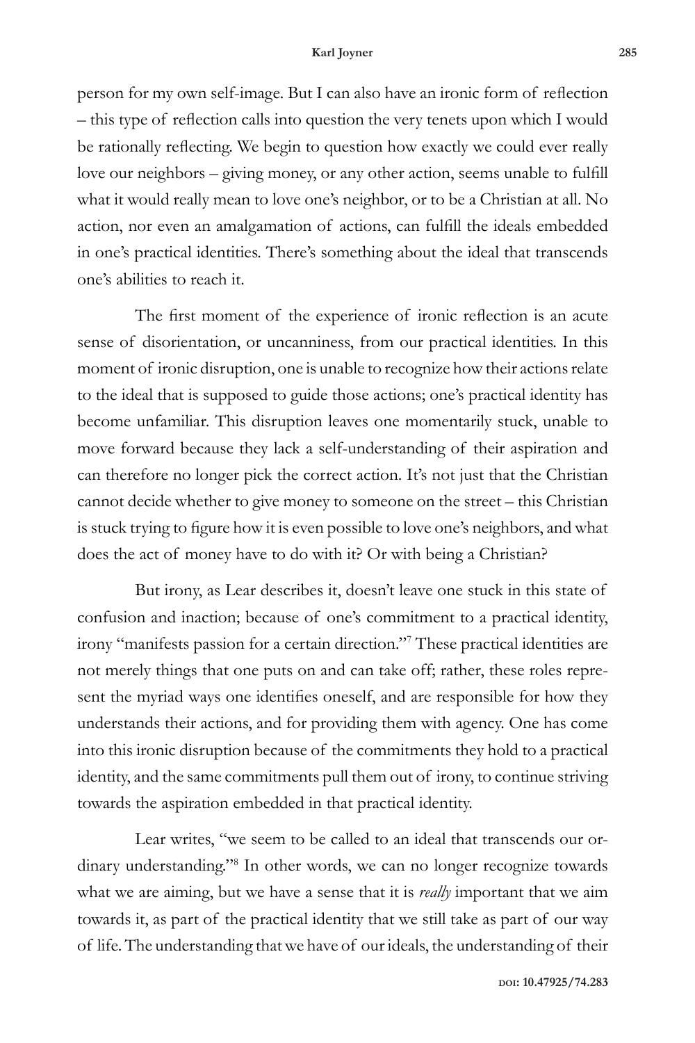person for my own self-image. But I can also have an ironic form of reflection – this type of reflection calls into question the very tenets upon which I would be rationally reflecting. We begin to question how exactly we could ever really love our neighbors – giving money, or any other action, seems unable to fulfill what it would really mean to love one's neighbor, or to be a Christian at all. No action, nor even an amalgamation of actions, can fulfill the ideals embedded in one's practical identities. There's something about the ideal that transcends one's abilities to reach it.

The first moment of the experience of ironic reflection is an acute sense of disorientation, or uncanniness, from our practical identities. In this moment of ironic disruption, one is unable to recognize how their actions relate to the ideal that is supposed to guide those actions; one's practical identity has become unfamiliar. This disruption leaves one momentarily stuck, unable to move forward because they lack a self-understanding of their aspiration and can therefore no longer pick the correct action. It's not just that the Christian cannot decide whether to give money to someone on the street – this Christian is stuck trying to figure how it is even possible to love one's neighbors, and what does the act of money have to do with it? Or with being a Christian?

But irony, as Lear describes it, doesn't leave one stuck in this state of confusion and inaction; because of one's commitment to a practical identity, irony "manifests passion for a certain direction."[7] These practical identities are not merely things that one puts on and can take off; rather, these roles represent the myriad ways one identifies oneself, and are responsible for how they understands their actions, and for providing them with agency. One has come into this ironic disruption because of the commitments they hold to a practical identity, and the same commitments pull them out of irony, to continue striving towards the aspiration embedded in that practical identity.

Lear writes, "we seem to be called to an ideal that transcends our ordinary understanding."[8] In other words, we can no longer recognize towards what we are aiming, but we have a sense that it is *really* important that we aim towards it, as part of the practical identity that we still take as part of our way of life. The understanding that we have of our ideals, the understanding of their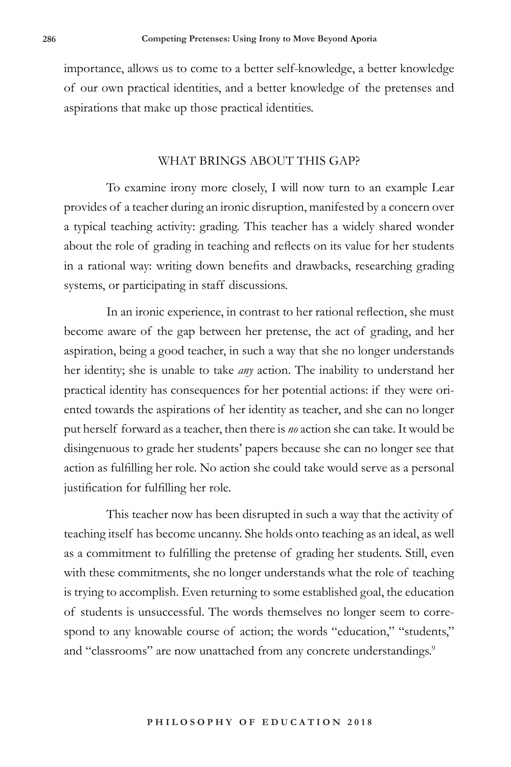importance, allows us to come to a better self-knowledge, a better knowledge of our own practical identities, and a better knowledge of the pretenses and aspirations that make up those practical identities.

## WHAT BRINGS ABOUT THIS GAP?

To examine irony more closely, I will now turn to an example Lear provides of a teacher during an ironic disruption, manifested by a concern over a typical teaching activity: grading. This teacher has a widely shared wonder about the role of grading in teaching and reflects on its value for her students in a rational way: writing down benefits and drawbacks, researching grading systems, or participating in staff discussions.

In an ironic experience, in contrast to her rational reflection, she must become aware of the gap between her pretense, the act of grading, and her aspiration, being a good teacher, in such a way that she no longer understands her identity; she is unable to take *any* action. The inability to understand her practical identity has consequences for her potential actions: if they were oriented towards the aspirations of her identity as teacher, and she can no longer put herself forward as a teacher, then there is *no* action she can take. It would be disingenuous to grade her students' papers because she can no longer see that action as fulfilling her role. No action she could take would serve as a personal justification for fulfilling her role.

This teacher now has been disrupted in such a way that the activity of teaching itself has become uncanny. She holds onto teaching as an ideal, as well as a commitment to fulfilling the pretense of grading her students. Still, even with these commitments, she no longer understands what the role of teaching is trying to accomplish. Even returning to some established goal, the education of students is unsuccessful. The words themselves no longer seem to correspond to any knowable course of action; the words "education," "students," and "classrooms" are now unattached from any concrete understandings.[9]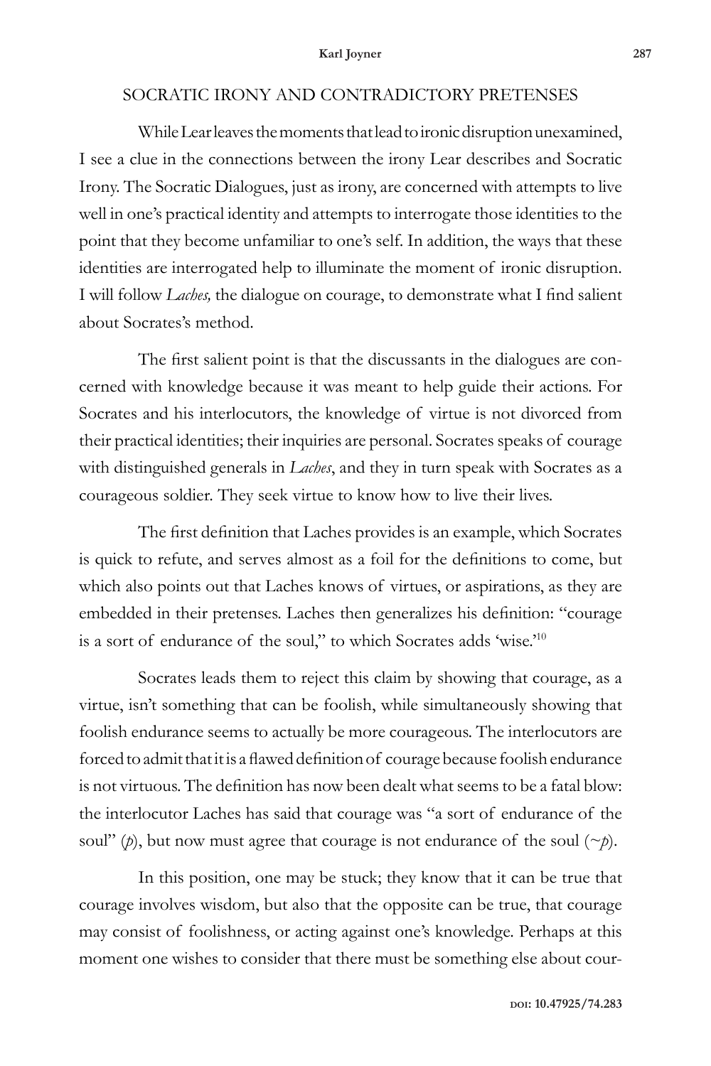## SOCRATIC IRONY AND CONTRADICTORY PRETENSES

While Lear leaves the moments that lead to ironic disruption unexamined, I see a clue in the connections between the irony Lear describes and Socratic Irony. The Socratic Dialogues, just as irony, are concerned with attempts to live well in one's practical identity and attempts to interrogate those identities to the point that they become unfamiliar to one's self. In addition, the ways that these identities are interrogated help to illuminate the moment of ironic disruption. I will follow *Laches,* the dialogue on courage, to demonstrate what I find salient about Socrates's method.

The first salient point is that the discussants in the dialogues are concerned with knowledge because it was meant to help guide their actions. For Socrates and his interlocutors, the knowledge of virtue is not divorced from their practical identities; their inquiries are personal. Socrates speaks of courage with distinguished generals in *Laches*, and they in turn speak with Socrates as a courageous soldier. They seek virtue to know how to live their lives.

The first definition that Laches provides is an example, which Socrates is quick to refute, and serves almost as a foil for the definitions to come, but which also points out that Laches knows of virtues, or aspirations, as they are embedded in their pretenses. Laches then generalizes his definition: "courage is a sort of endurance of the soul," to which Socrates adds 'wise.'[10]

Socrates leads them to reject this claim by showing that courage, as a virtue, isn't something that can be foolish, while simultaneously showing that foolish endurance seems to actually be more courageous. The interlocutors are forced to admit that it is a flawed definition of courage because foolish endurance is not virtuous. The definition has now been dealt what seems to be a fatal blow: the interlocutor Laches has said that courage was "a sort of endurance of the soul" ($p$), but now must agree that courage is not endurance of the soul ($\sim p$).

In this position, one may be stuck; they know that it can be true that courage involves wisdom, but also that the opposite can be true, that courage may consist of foolishness, or acting against one's knowledge. Perhaps at this moment one wishes to consider that there must be something else about cour-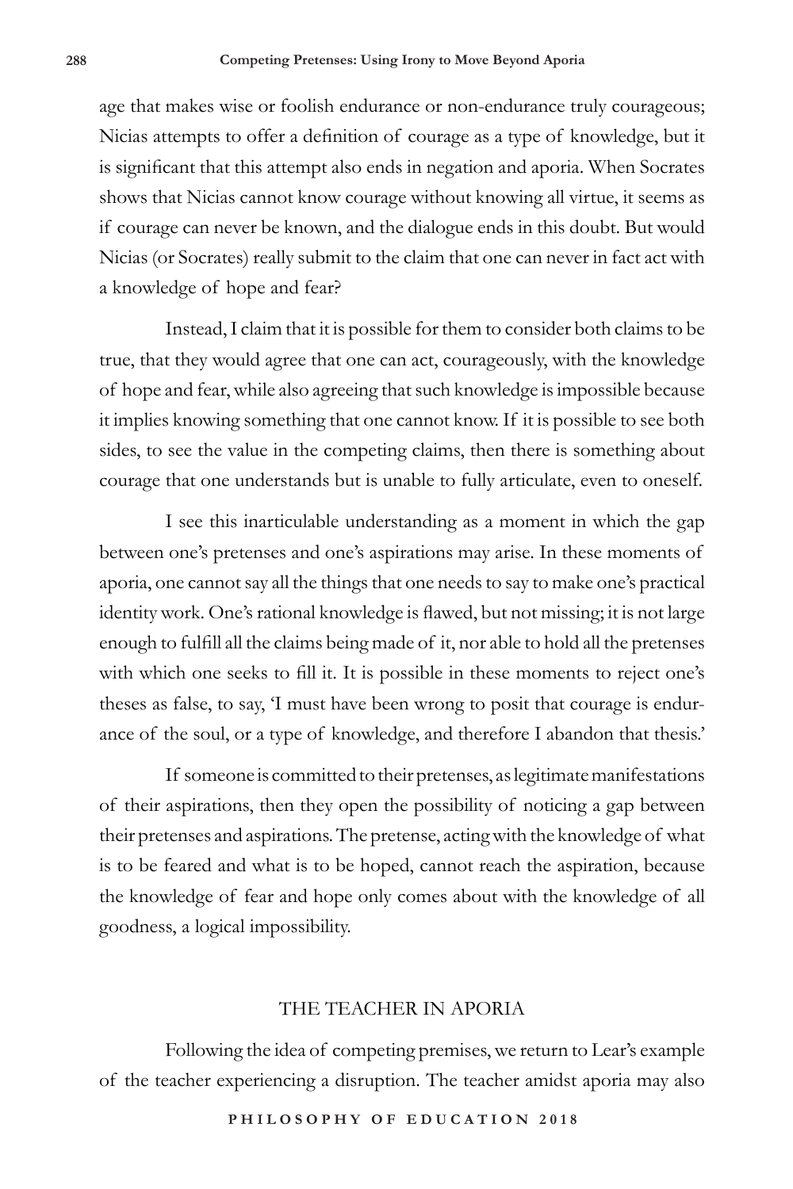age that makes wise or foolish endurance or non-endurance truly courageous; Nicias attempts to offer a definition of courage as a type of knowledge, but it is significant that this attempt also ends in negation and aporia. When Socrates shows that Nicias cannot know courage without knowing all virtue, it seems as if courage can never be known, and the dialogue ends in this doubt. But would Nicias (or Socrates) really submit to the claim that one can never in fact act with a knowledge of hope and fear?

Instead, I claim that it is possible for them to consider both claims to be true, that they would agree that one can act, courageously, with the knowledge of hope and fear, while also agreeing that such knowledge is impossible because it implies knowing something that one cannot know. If it is possible to see both sides, to see the value in the competing claims, then there is something about courage that one understands but is unable to fully articulate, even to oneself.

I see this inarticulable understanding as a moment in which the gap between one's pretenses and one's aspirations may arise. In these moments of aporia, one cannot say all the things that one needs to say to make one's practical identity work. One's rational knowledge is flawed, but not missing; it is not large enough to fulfill all the claims being made of it, nor able to hold all the pretenses with which one seeks to fill it. It is possible in these moments to reject one's theses as false, to say, 'I must have been wrong to posit that courage is endurance of the soul, or a type of knowledge, and therefore I abandon that thesis.'

If someone is committed to their pretenses, as legitimate manifestations of their aspirations, then they open the possibility of noticing a gap between their pretenses and aspirations. The pretense, acting with the knowledge of what is to be feared and what is to be hoped, cannot reach the aspiration, because the knowledge of fear and hope only comes about with the knowledge of all goodness, a logical impossibility.

## THE TEACHER IN APORIA

Following the idea of competing premises, we return to Lear's example of the teacher experiencing a disruption. The teacher amidst aporia may also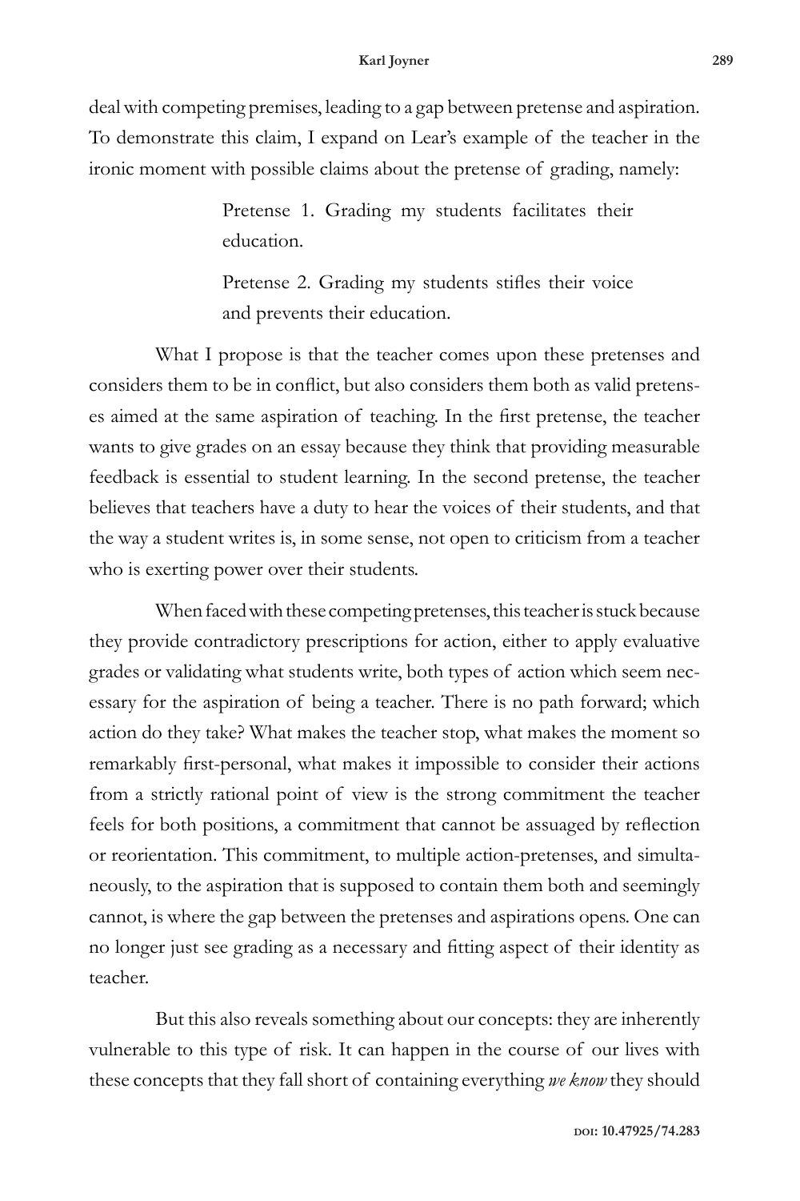deal with competing premises, leading to a gap between pretense and aspiration. To demonstrate this claim, I expand on Lear's example of the teacher in the ironic moment with possible claims about the pretense of grading, namely:

> Pretense 1. Grading my students facilitates their education.
>
> Pretense 2. Grading my students stifles their voice and prevents their education.

What I propose is that the teacher comes upon these pretenses and considers them to be in conflict, but also considers them both as valid pretenses aimed at the same aspiration of teaching. In the first pretense, the teacher wants to give grades on an essay because they think that providing measurable feedback is essential to student learning. In the second pretense, the teacher believes that teachers have a duty to hear the voices of their students, and that the way a student writes is, in some sense, not open to criticism from a teacher who is exerting power over their students.

When faced with these competing pretenses, this teacher is stuck because they provide contradictory prescriptions for action, either to apply evaluative grades or validating what students write, both types of action which seem necessary for the aspiration of being a teacher. There is no path forward; which action do they take? What makes the teacher stop, what makes the moment so remarkably first-personal, what makes it impossible to consider their actions from a strictly rational point of view is the strong commitment the teacher feels for both positions, a commitment that cannot be assuaged by reflection or reorientation. This commitment, to multiple action-pretenses, and simultaneously, to the aspiration that is supposed to contain them both and seemingly cannot, is where the gap between the pretenses and aspirations opens. One can no longer just see grading as a necessary and fitting aspect of their identity as teacher.

But this also reveals something about our concepts: they are inherently vulnerable to this type of risk. It can happen in the course of our lives with these concepts that they fall short of containing everything *we know* they should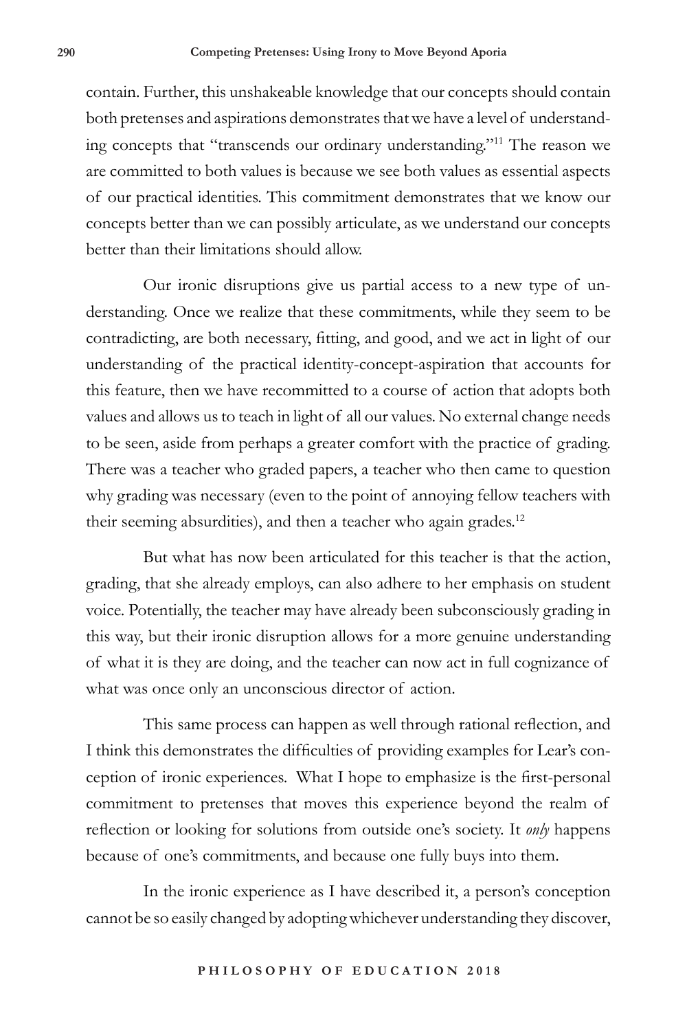contain. Further, this unshakeable knowledge that our concepts should contain both pretenses and aspirations demonstrates that we have a level of understanding concepts that "transcends our ordinary understanding."[11] The reason we are committed to both values is because we see both values as essential aspects of our practical identities. This commitment demonstrates that we know our concepts better than we can possibly articulate, as we understand our concepts better than their limitations should allow.

Our ironic disruptions give us partial access to a new type of understanding. Once we realize that these commitments, while they seem to be contradicting, are both necessary, fitting, and good, and we act in light of our understanding of the practical identity-concept-aspiration that accounts for this feature, then we have recommitted to a course of action that adopts both values and allows us to teach in light of all our values. No external change needs to be seen, aside from perhaps a greater comfort with the practice of grading. There was a teacher who graded papers, a teacher who then came to question why grading was necessary (even to the point of annoying fellow teachers with their seeming absurdities), and then a teacher who again grades.[12]

But what has now been articulated for this teacher is that the action, grading, that she already employs, can also adhere to her emphasis on student voice. Potentially, the teacher may have already been subconsciously grading in this way, but their ironic disruption allows for a more genuine understanding of what it is they are doing, and the teacher can now act in full cognizance of what was once only an unconscious director of action.

This same process can happen as well through rational reflection, and I think this demonstrates the difficulties of providing examples for Lear's conception of ironic experiences. What I hope to emphasize is the first-personal commitment to pretenses that moves this experience beyond the realm of reflection or looking for solutions from outside one's society. It *only* happens because of one's commitments, and because one fully buys into them.

In the ironic experience as I have described it, a person's conception cannot be so easily changed by adopting whichever understanding they discover,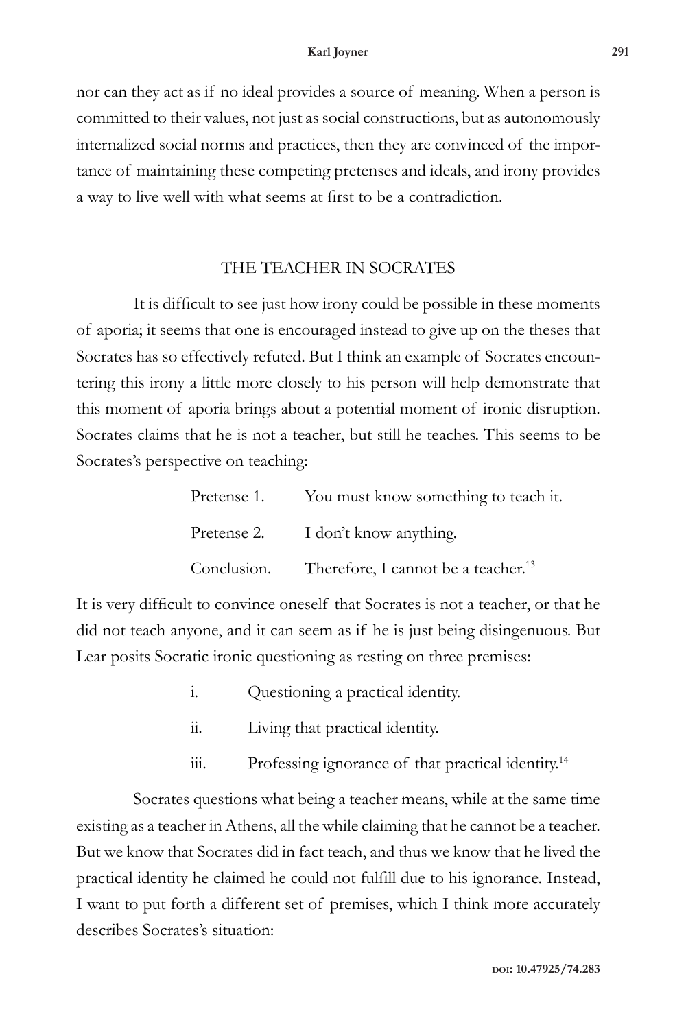nor can they act as if no ideal provides a source of meaning. When a person is committed to their values, not just as social constructions, but as autonomously internalized social norms and practices, then they are convinced of the importance of maintaining these competing pretenses and ideals, and irony provides a way to live well with what seems at first to be a contradiction.

## THE TEACHER IN SOCRATES

It is difficult to see just how irony could be possible in these moments of aporia; it seems that one is encouraged instead to give up on the theses that Socrates has so effectively refuted. But I think an example of Socrates encountering this irony a little more closely to his person will help demonstrate that this moment of aporia brings about a potential moment of ironic disruption. Socrates claims that he is not a teacher, but still he teaches. This seems to be Socrates's perspective on teaching:

Pretense 1. You must know something to teach it.

Pretense 2. I don't know anything.

Conclusion. Therefore, I cannot be a teacher.[13]

It is very difficult to convince oneself that Socrates is not a teacher, or that he did not teach anyone, and it can seem as if he is just being disingenuous. But Lear posits Socratic ironic questioning as resting on three premises:

i. Questioning a practical identity.

ii. Living that practical identity.

iii. Professing ignorance of that practical identity.[14]

Socrates questions what being a teacher means, while at the same time existing as a teacher in Athens, all the while claiming that he cannot be a teacher. But we know that Socrates did in fact teach, and thus we know that he lived the practical identity he claimed he could not fulfill due to his ignorance. Instead, I want to put forth a different set of premises, which I think more accurately describes Socrates's situation: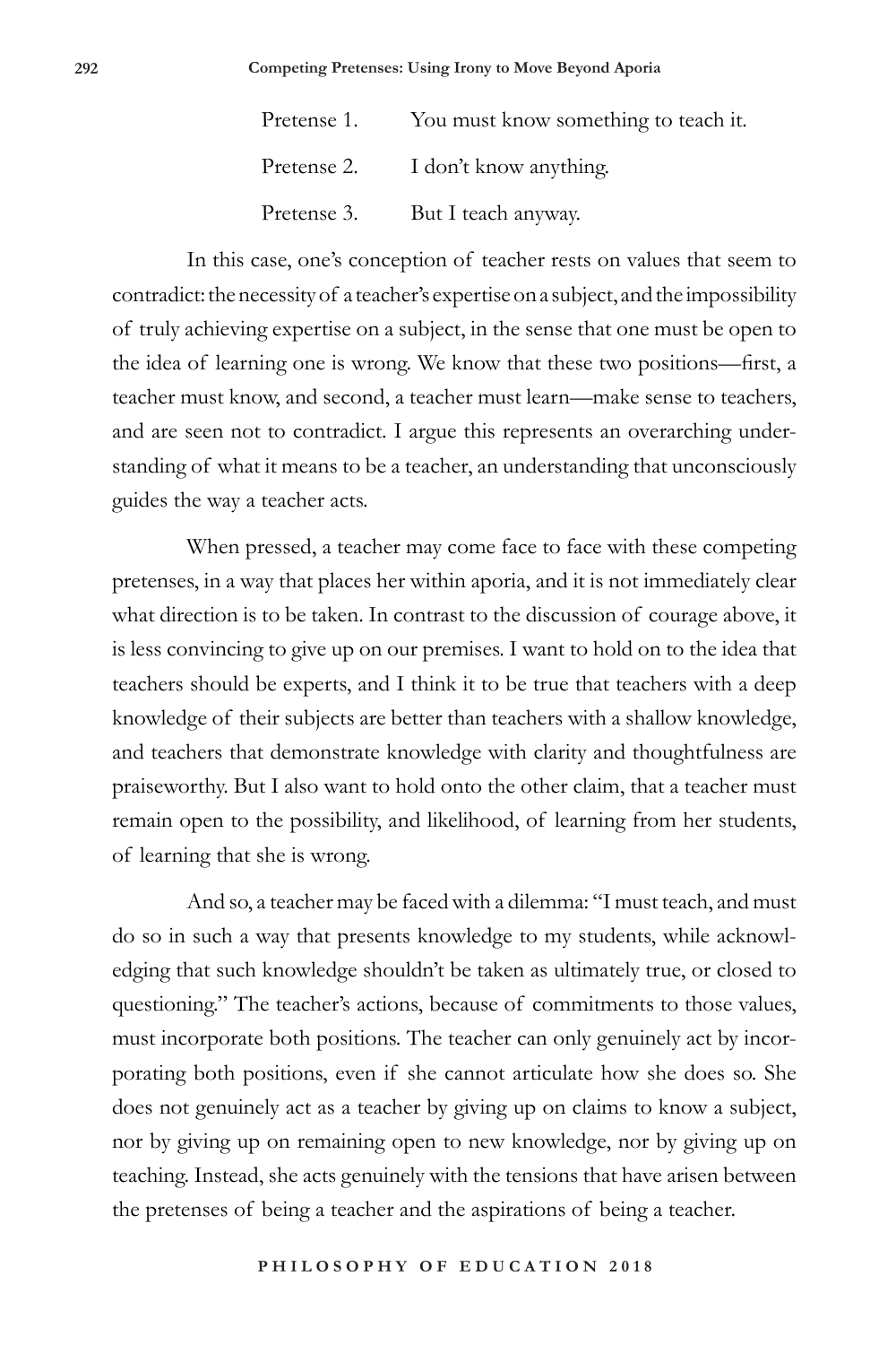| | |
|---|---|
| Pretense 1. | You must know something to teach it. |
| Pretense 2. | I don't know anything. |
| Pretense 3. | But I teach anyway. |

In this case, one's conception of teacher rests on values that seem to contradict: the necessity of a teacher's expertise on a subject, and the impossibility of truly achieving expertise on a subject, in the sense that one must be open to the idea of learning one is wrong. We know that these two positions—first, a teacher must know, and second, a teacher must learn—make sense to teachers, and are seen not to contradict. I argue this represents an overarching understanding of what it means to be a teacher, an understanding that unconsciously guides the way a teacher acts.

When pressed, a teacher may come face to face with these competing pretenses, in a way that places her within aporia, and it is not immediately clear what direction is to be taken. In contrast to the discussion of courage above, it is less convincing to give up on our premises. I want to hold on to the idea that teachers should be experts, and I think it to be true that teachers with a deep knowledge of their subjects are better than teachers with a shallow knowledge, and teachers that demonstrate knowledge with clarity and thoughtfulness are praiseworthy. But I also want to hold onto the other claim, that a teacher must remain open to the possibility, and likelihood, of learning from her students, of learning that she is wrong.

And so, a teacher may be faced with a dilemma: "I must teach, and must do so in such a way that presents knowledge to my students, while acknowledging that such knowledge shouldn't be taken as ultimately true, or closed to questioning." The teacher's actions, because of commitments to those values, must incorporate both positions. The teacher can only genuinely act by incorporating both positions, even if she cannot articulate how she does so. She does not genuinely act as a teacher by giving up on claims to know a subject, nor by giving up on remaining open to new knowledge, nor by giving up on teaching. Instead, she acts genuinely with the tensions that have arisen between the pretenses of being a teacher and the aspirations of being a teacher.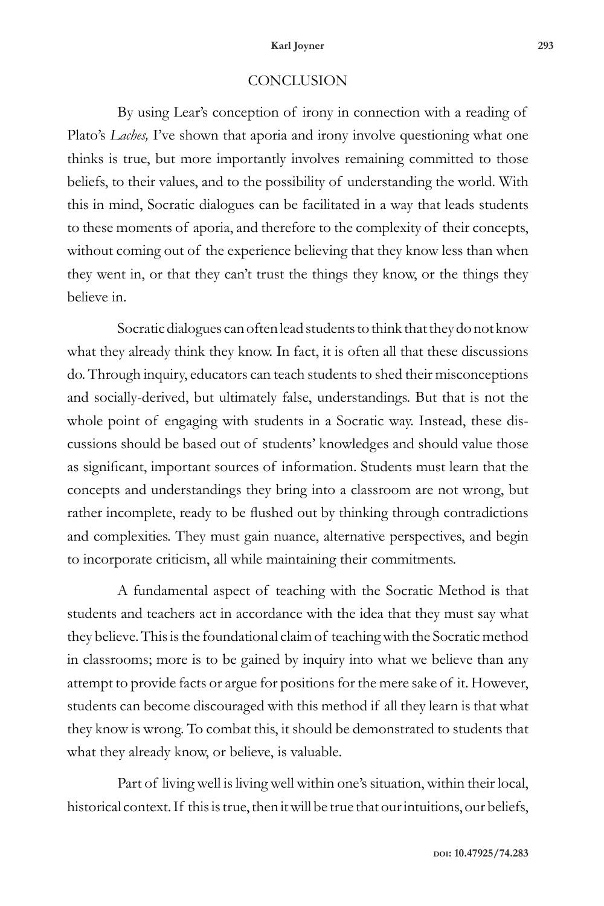## CONCLUSION

By using Lear's conception of irony in connection with a reading of Plato's *Laches,* I've shown that aporia and irony involve questioning what one thinks is true, but more importantly involves remaining committed to those beliefs, to their values, and to the possibility of understanding the world. With this in mind, Socratic dialogues can be facilitated in a way that leads students to these moments of aporia, and therefore to the complexity of their concepts, without coming out of the experience believing that they know less than when they went in, or that they can't trust the things they know, or the things they believe in.

Socratic dialogues can often lead students to think that they do not know what they already think they know. In fact, it is often all that these discussions do. Through inquiry, educators can teach students to shed their misconceptions and socially-derived, but ultimately false, understandings. But that is not the whole point of engaging with students in a Socratic way. Instead, these discussions should be based out of students' knowledges and should value those as significant, important sources of information. Students must learn that the concepts and understandings they bring into a classroom are not wrong, but rather incomplete, ready to be flushed out by thinking through contradictions and complexities. They must gain nuance, alternative perspectives, and begin to incorporate criticism, all while maintaining their commitments.

A fundamental aspect of teaching with the Socratic Method is that students and teachers act in accordance with the idea that they must say what they believe. This is the foundational claim of teaching with the Socratic method in classrooms; more is to be gained by inquiry into what we believe than any attempt to provide facts or argue for positions for the mere sake of it. However, students can become discouraged with this method if all they learn is that what they know is wrong. To combat this, it should be demonstrated to students that what they already know, or believe, is valuable.

Part of living well is living well within one's situation, within their local, historical context. If this is true, then it will be true that our intuitions, our beliefs,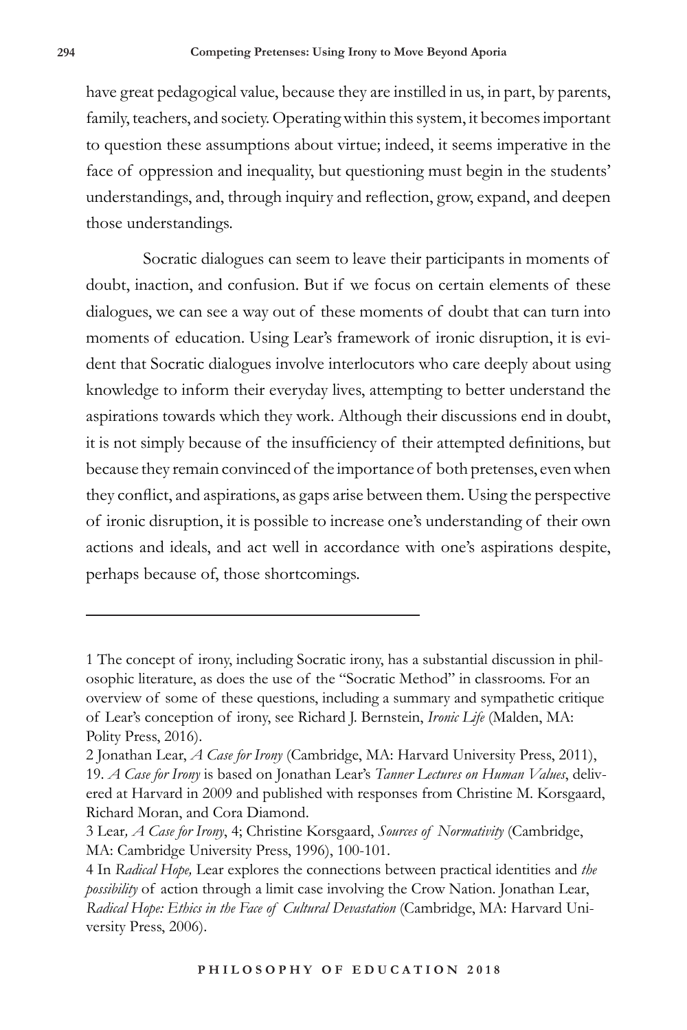have great pedagogical value, because they are instilled in us, in part, by parents, family, teachers, and society. Operating within this system, it becomes important to question these assumptions about virtue; indeed, it seems imperative in the face of oppression and inequality, but questioning must begin in the students' understandings, and, through inquiry and reflection, grow, expand, and deepen those understandings.

Socratic dialogues can seem to leave their participants in moments of doubt, inaction, and confusion. But if we focus on certain elements of these dialogues, we can see a way out of these moments of doubt that can turn into moments of education. Using Lear's framework of ironic disruption, it is evident that Socratic dialogues involve interlocutors who care deeply about using knowledge to inform their everyday lives, attempting to better understand the aspirations towards which they work. Although their discussions end in doubt, it is not simply because of the insufficiency of their attempted definitions, but because they remain convinced of the importance of both pretenses, even when they conflict, and aspirations, as gaps arise between them. Using the perspective of ironic disruption, it is possible to increase one's understanding of their own actions and ideals, and act well in accordance with one's aspirations despite, perhaps because of, those shortcomings.

---

1 The concept of irony, including Socratic irony, has a substantial discussion in philosophic literature, as does the use of the "Socratic Method" in classrooms. For an overview of some of these questions, including a summary and sympathetic critique of Lear's conception of irony, see Richard J. Bernstein, *Ironic Life* (Malden, MA: Polity Press, 2016).

2 Jonathan Lear, *A Case for Irony* (Cambridge, MA: Harvard University Press, 2011), 19. *A Case for Irony* is based on Jonathan Lear's *Tanner Lectures on Human Values*, delivered at Harvard in 2009 and published with responses from Christine M. Korsgaard, Richard Moran, and Cora Diamond.

3 Lear, *A Case for Irony*, 4; Christine Korsgaard, *Sources of Normativity* (Cambridge, MA: Cambridge University Press, 1996), 100-101.

4 In *Radical Hope,* Lear explores the connections between practical identities and *the possibility* of action through a limit case involving the Crow Nation. Jonathan Lear, *Radical Hope: Ethics in the Face of Cultural Devastation* (Cambridge, MA: Harvard University Press, 2006).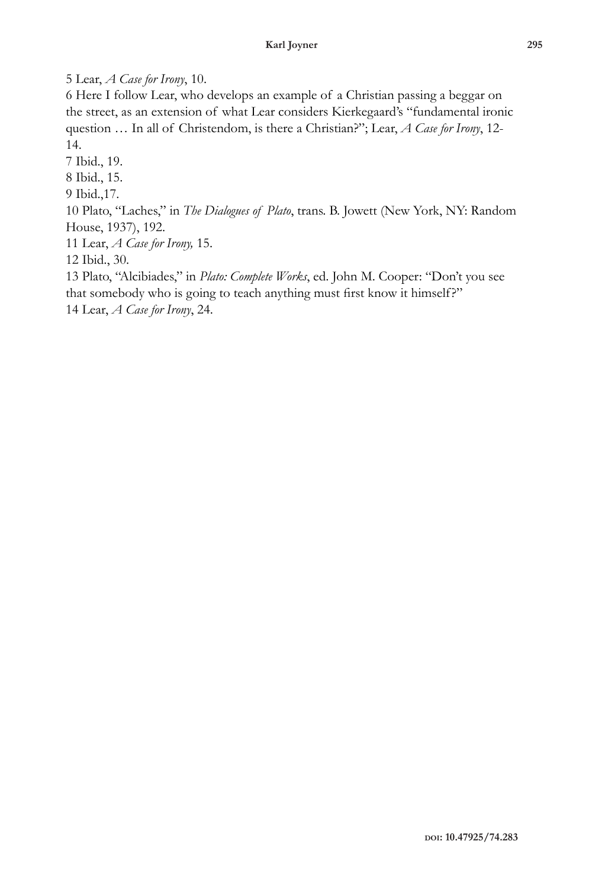5 Lear, *A Case for Irony*, 10.

6 Here I follow Lear, who develops an example of a Christian passing a beggar on the street, as an extension of what Lear considers Kierkegaard's "fundamental ironic question … In all of Christendom, is there a Christian?"; Lear, *A Case for Irony*, 12-14.

7 Ibid., 19.

8 Ibid., 15.

9 Ibid.,17.

10 Plato, "Laches," in *The Dialogues of Plato*, trans. B. Jowett (New York, NY: Random House, 1937), 192.

11 Lear, *A Case for Irony,* 15.

12 Ibid., 30.

13 Plato, "Alcibiades," in *Plato: Complete Works*, ed. John M. Cooper: "Don't you see that somebody who is going to teach anything must first know it himself?"

14 Lear, *A Case for Irony*, 24.